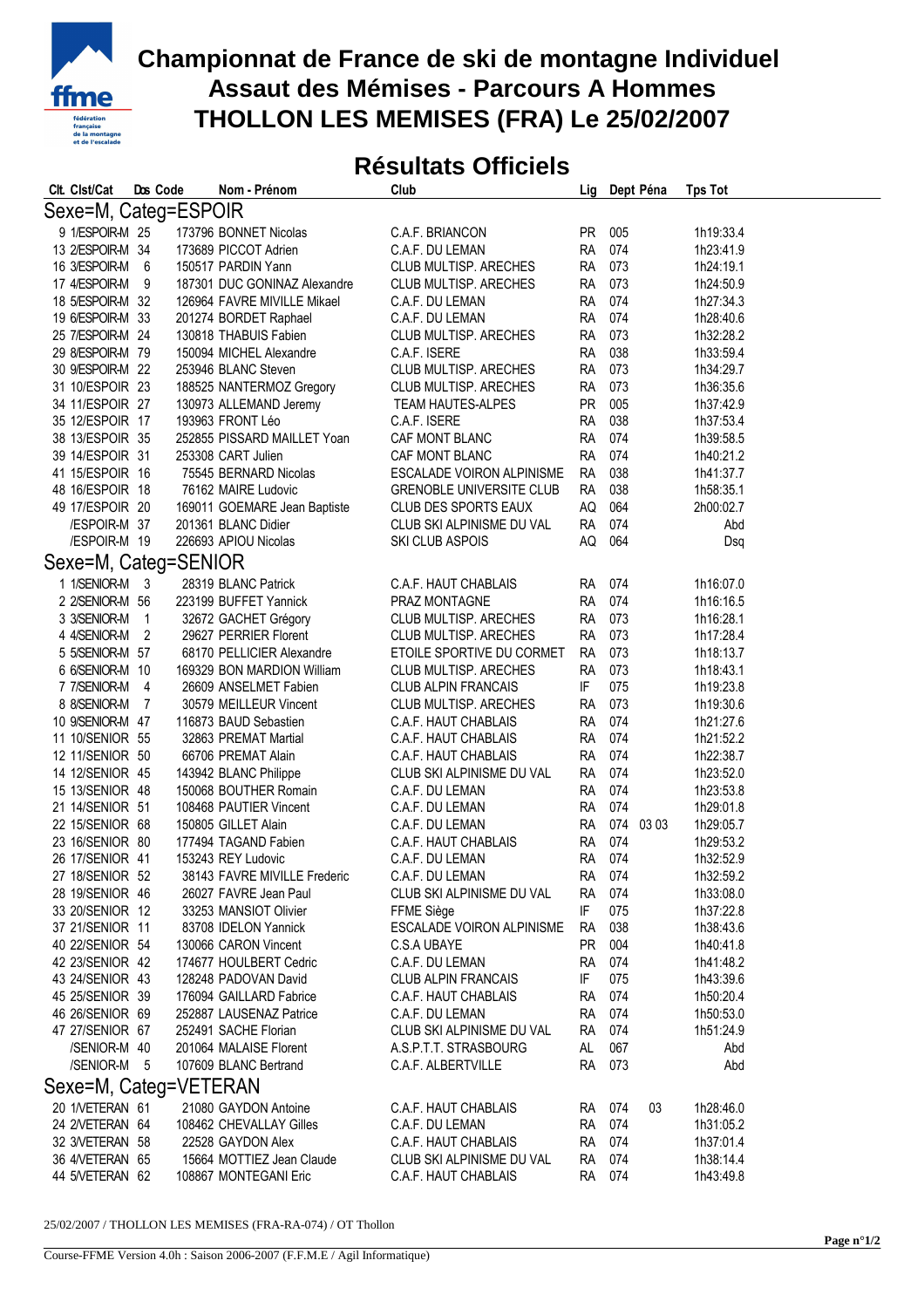# Championnat de France de ski de montagne Individuel
## Assaut des Mémises - Parcours A Hommes
## THOLLON LES MEMISES (FRA) Le 25/02/2007

## Résultats Officiels

| Clt. | Clst/Cat | Dos | Code | Nom - Prénom | Club | Lig | Dept | Péna | Tps Tot |
|---|---|---|---|---|---|---|---|---|---|
| **Sexe=M, Categ=ESPOIR** | | | | | | | | | |
| 9 | 1/ESPOIR-M | 25 | 173796 | BONNET Nicolas | C.A.F. BRIANCON | PR | 005 | | 1h19:33.4 |
| 13 | 2/ESPOIR-M | 34 | 173689 | PICCOT Adrien | C.A.F. DU LEMAN | RA | 074 | | 1h23:41.9 |
| 16 | 3/ESPOIR-M | 6 | 150517 | PARDIN Yann | CLUB MULTISP. ARECHES | RA | 073 | | 1h24:19.1 |
| 17 | 4/ESPOIR-M | 9 | 187301 | DUC GONINAZ Alexandre | CLUB MULTISP. ARECHES | RA | 073 | | 1h24:50.9 |
| 18 | 5/ESPOIR-M | 32 | 126964 | FAVRE MIVILLE Mikael | C.A.F. DU LEMAN | RA | 074 | | 1h27:34.3 |
| 19 | 6/ESPOIR-M | 33 | 201274 | BORDET Raphael | C.A.F. DU LEMAN | RA | 074 | | 1h28:40.6 |
| 25 | 7/ESPOIR-M | 24 | 130818 | THABUIS Fabien | CLUB MULTISP. ARECHES | RA | 073 | | 1h32:28.2 |
| 29 | 8/ESPOIR-M | 79 | 150094 | MICHEL Alexandre | C.A.F. ISERE | RA | 038 | | 1h33:59.4 |
| 30 | 9/ESPOIR-M | 22 | 253946 | BLANC Steven | CLUB MULTISP. ARECHES | RA | 073 | | 1h34:29.7 |
| 31 | 10/ESPOIR | 23 | 188525 | NANTERMOZ Gregory | CLUB MULTISP. ARECHES | RA | 073 | | 1h36:35.6 |
| 34 | 11/ESPOIR | 27 | 130973 | ALLEMAND Jeremy | TEAM HAUTES-ALPES | PR | 005 | | 1h37:42.9 |
| 35 | 12/ESPOIR | 17 | 193963 | FRONT Léo | C.A.F. ISERE | RA | 038 | | 1h37:53.4 |
| 38 | 13/ESPOIR | 35 | 252855 | PISSARD MAILLET Yoan | CAF MONT BLANC | RA | 074 | | 1h39:58.5 |
| 39 | 14/ESPOIR | 31 | 253308 | CART Julien | CAF MONT BLANC | RA | 074 | | 1h40:21.2 |
| 41 | 15/ESPOIR | 16 | 75545 | BERNARD Nicolas | ESCALADE VOIRON ALPINISME | RA | 038 | | 1h41:37.7 |
| 48 | 16/ESPOIR | 18 | 76162 | MAIRE Ludovic | GRENOBLE UNIVERSITE CLUB | RA | 038 | | 1h58:35.1 |
| 49 | 17/ESPOIR | 20 | 169011 | GOEMARE Jean Baptiste | CLUB DES SPORTS EAUX | AQ | 064 | | 2h00:02.7 |
| | /ESPOIR-M | 37 | 201361 | BLANC Didier | CLUB SKI ALPINISME DU VAL | RA | 074 | | Abd |
| | /ESPOIR-M | 19 | 226693 | APIOU Nicolas | SKI CLUB ASPOIS | AQ | 064 | | Dsq |
| **Sexe=M, Categ=SENIOR** | | | | | | | | | |
| 1 | 1/SENIOR-M | 3 | 28319 | BLANC Patrick | C.A.F. HAUT CHABLAIS | RA | 074 | | 1h16:07.0 |
| 2 | 2/SENIOR-M | 56 | 223199 | BUFFET Yannick | PRAZ MONTAGNE | RA | 074 | | 1h16:16.5 |
| 3 | 3/SENIOR-M | 1 | 32672 | GACHET Grégory | CLUB MULTISP. ARECHES | RA | 073 | | 1h16:28.1 |
| 4 | 4/SENIOR-M | 2 | 29627 | PERRIER Florent | CLUB MULTISP. ARECHES | RA | 073 | | 1h17:28.4 |
| 5 | 5/SENIOR-M | 57 | 68170 | PELLICIER Alexandre | ETOILE SPORTIVE DU CORMET | RA | 073 | | 1h18:13.7 |
| 6 | 6/SENIOR-M | 10 | 169329 | BON MARDION William | CLUB MULTISP. ARECHES | RA | 073 | | 1h18:43.1 |
| 7 | 7/SENIOR-M | 4 | 26609 | ANSELMET Fabien | CLUB ALPIN FRANCAIS | IF | 075 | | 1h19:23.8 |
| 8 | 8/SENIOR-M | 7 | 30579 | MEILLEUR Vincent | CLUB MULTISP. ARECHES | RA | 073 | | 1h19:30.6 |
| 10 | 9/SENIOR-M | 47 | 116873 | BAUD Sebastien | C.A.F. HAUT CHABLAIS | RA | 074 | | 1h21:27.6 |
| 11 | 10/SENIOR | 55 | 32863 | PREMAT Martial | C.A.F. HAUT CHABLAIS | RA | 074 | | 1h21:52.2 |
| 12 | 11/SENIOR | 50 | 66706 | PREMAT Alain | C.A.F. HAUT CHABLAIS | RA | 074 | | 1h22:38.7 |
| 14 | 12/SENIOR | 45 | 143942 | BLANC Philippe | CLUB SKI ALPINISME DU VAL | RA | 074 | | 1h23:52.0 |
| 15 | 13/SENIOR | 48 | 150068 | BOUTHER Romain | C.A.F. DU LEMAN | RA | 074 | | 1h23:53.8 |
| 21 | 14/SENIOR | 51 | 108468 | PAUTIER Vincent | C.A.F. DU LEMAN | RA | 074 | | 1h29:01.8 |
| 22 | 15/SENIOR | 68 | 150805 | GILLET Alain | C.A.F. DU LEMAN | RA | 074 | 03 03 | 1h29:05.7 |
| 23 | 16/SENIOR | 80 | 177494 | TAGAND Fabien | C.A.F. HAUT CHABLAIS | RA | 074 | | 1h29:53.2 |
| 26 | 17/SENIOR | 41 | 153243 | REY Ludovic | C.A.F. DU LEMAN | RA | 074 | | 1h32:52.9 |
| 27 | 18/SENIOR | 52 | 38143 | FAVRE MIVILLE Frederic | C.A.F. DU LEMAN | RA | 074 | | 1h32:59.2 |
| 28 | 19/SENIOR | 46 | 26027 | FAVRE Jean Paul | CLUB SKI ALPINISME DU VAL | RA | 074 | | 1h33:08.0 |
| 33 | 20/SENIOR | 12 | 33253 | MANSIOT Olivier | FFME Siège | IF | 075 | | 1h37:22.8 |
| 37 | 21/SENIOR | 11 | 83708 | IDELON Yannick | ESCALADE VOIRON ALPINISME | RA | 038 | | 1h38:43.6 |
| 40 | 22/SENIOR | 54 | 130066 | CARON Vincent | C.S.A UBAYE | PR | 004 | | 1h40:41.8 |
| 42 | 23/SENIOR | 42 | 174677 | HOULBERT Cedric | C.A.F. DU LEMAN | RA | 074 | | 1h41:48.2 |
| 43 | 24/SENIOR | 43 | 128248 | PADOVAN David | CLUB ALPIN FRANCAIS | IF | 075 | | 1h43:39.6 |
| 45 | 25/SENIOR | 39 | 176094 | GAILLARD Fabrice | C.A.F. HAUT CHABLAIS | RA | 074 | | 1h50:20.4 |
| 46 | 26/SENIOR | 69 | 252887 | LAUSENAZ Patrice | C.A.F. DU LEMAN | RA | 074 | | 1h50:53.0 |
| 47 | 27/SENIOR | 67 | 252491 | SACHE Florian | CLUB SKI ALPINISME DU VAL | RA | 074 | | 1h51:24.9 |
| | /SENIOR-M | 40 | 201064 | MALAISE Florent | A.S.P.T.T. STRASBOURG | AL | 067 | | Abd |
| | /SENIOR-M | 5 | 107609 | BLANC Bertrand | C.A.F. ALBERTVILLE | RA | 073 | | Abd |
| **Sexe=M, Categ=VETERAN** | | | | | | | | | |
| 20 | 1/VETERAN | 61 | 21080 | GAYDON Antoine | C.A.F. HAUT CHABLAIS | RA | 074 | 03 | 1h28:46.0 |
| 24 | 2/VETERAN | 64 | 108462 | CHEVALLAY Gilles | C.A.F. DU LEMAN | RA | 074 | | 1h31:05.2 |
| 32 | 3/VETERAN | 58 | 22528 | GAYDON Alex | C.A.F. HAUT CHABLAIS | RA | 074 | | 1h37:01.4 |
| 36 | 4/VETERAN | 65 | 15664 | MOTTIEZ Jean Claude | CLUB SKI ALPINISME DU VAL | RA | 074 | | 1h38:14.4 |
| 44 | 5/VETERAN | 62 | 108867 | MONTEGANI Eric | C.A.F. HAUT CHABLAIS | RA | 074 | | 1h43:49.8 |

25/02/2007 / THOLLON LES MEMISES (FRA-RA-074) / OT Thollon

Course-FFME Version 4.0h : Saison 2006-2007 (F.F.M.E / Agil Informatique)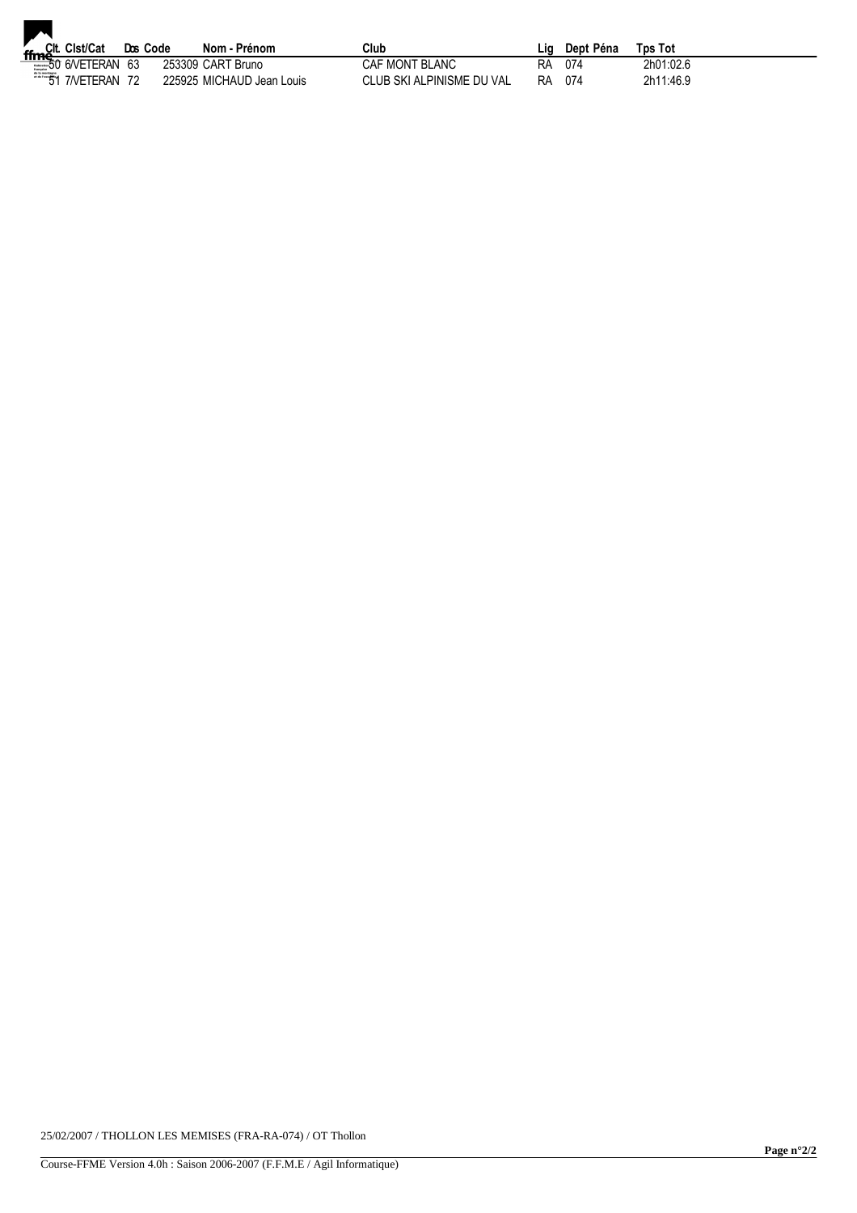| Clt. | Clst/Cat | Dos | Code | Nom - Prénom | Club | Lig | Dept | Péna | Tps Tot |
|---|---|---|---|---|---|---|---|---|---|
| 50 | 6/VETERAN | 63 | 253309 | CART Bruno | CAF MONT BLANC | RA | 074 | | 2h01:02.6 |
| 51 | 7/VETERAN | 72 | 225925 | MICHAUD Jean Louis | CLUB SKI ALPINISME DU VAL | RA | 074 | | 2h11:46.9 |

25/02/2007 / THOLLON LES MEMISES (FRA-RA-074) / OT Thollon

Course-FFME Version 4.0h : Saison 2006-2007 (F.F.M.E / Agil Informatique)